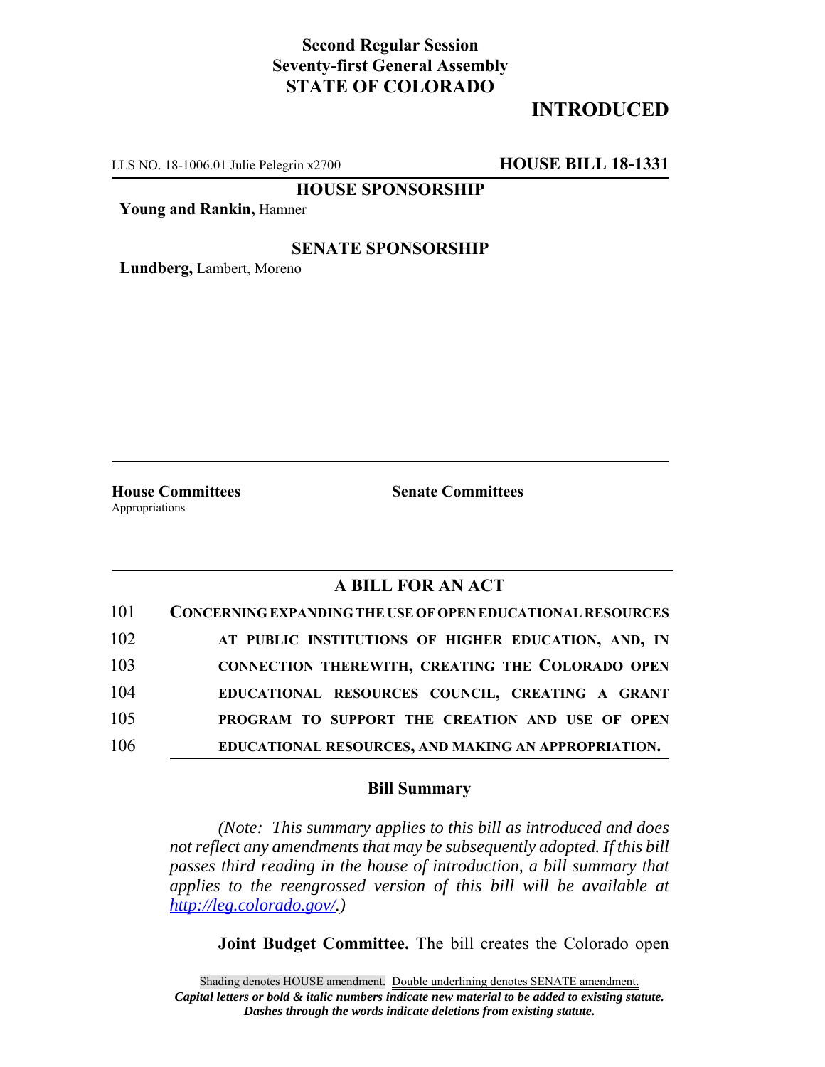**Second Regular Session**
**Seventy-first General Assembly**
**STATE OF COLORADO**

**INTRODUCED**

LLS NO. 18-1006.01 Julie Pelegrin x2700 **HOUSE BILL 18-1331**

**HOUSE SPONSORSHIP**

**Young and Rankin,** Hamner

**SENATE SPONSORSHIP**

**Lundberg,** Lambert, Moreno

**House Committees**
Appropriations

**Senate Committees**

## A BILL FOR AN ACT

101 **CONCERNING EXPANDING THE USE OF OPEN EDUCATIONAL RESOURCES**
102 **AT PUBLIC INSTITUTIONS OF HIGHER EDUCATION, AND, IN**
103 **CONNECTION THEREWITH, CREATING THE COLORADO OPEN**
104 **EDUCATIONAL RESOURCES COUNCIL, CREATING A GRANT**
105 **PROGRAM TO SUPPORT THE CREATION AND USE OF OPEN**
106 **EDUCATIONAL RESOURCES, AND MAKING AN APPROPRIATION.**

### Bill Summary

*(Note: This summary applies to this bill as introduced and does not reflect any amendments that may be subsequently adopted. If this bill passes third reading in the house of introduction, a bill summary that applies to the reengrossed version of this bill will be available at http://leg.colorado.gov/.)*

**Joint Budget Committee.** The bill creates the Colorado open

Shading denotes HOUSE amendment. Double underlining denotes SENATE amendment.
*Capital letters or bold & italic numbers indicate new material to be added to existing statute.*
*Dashes through the words indicate deletions from existing statute.*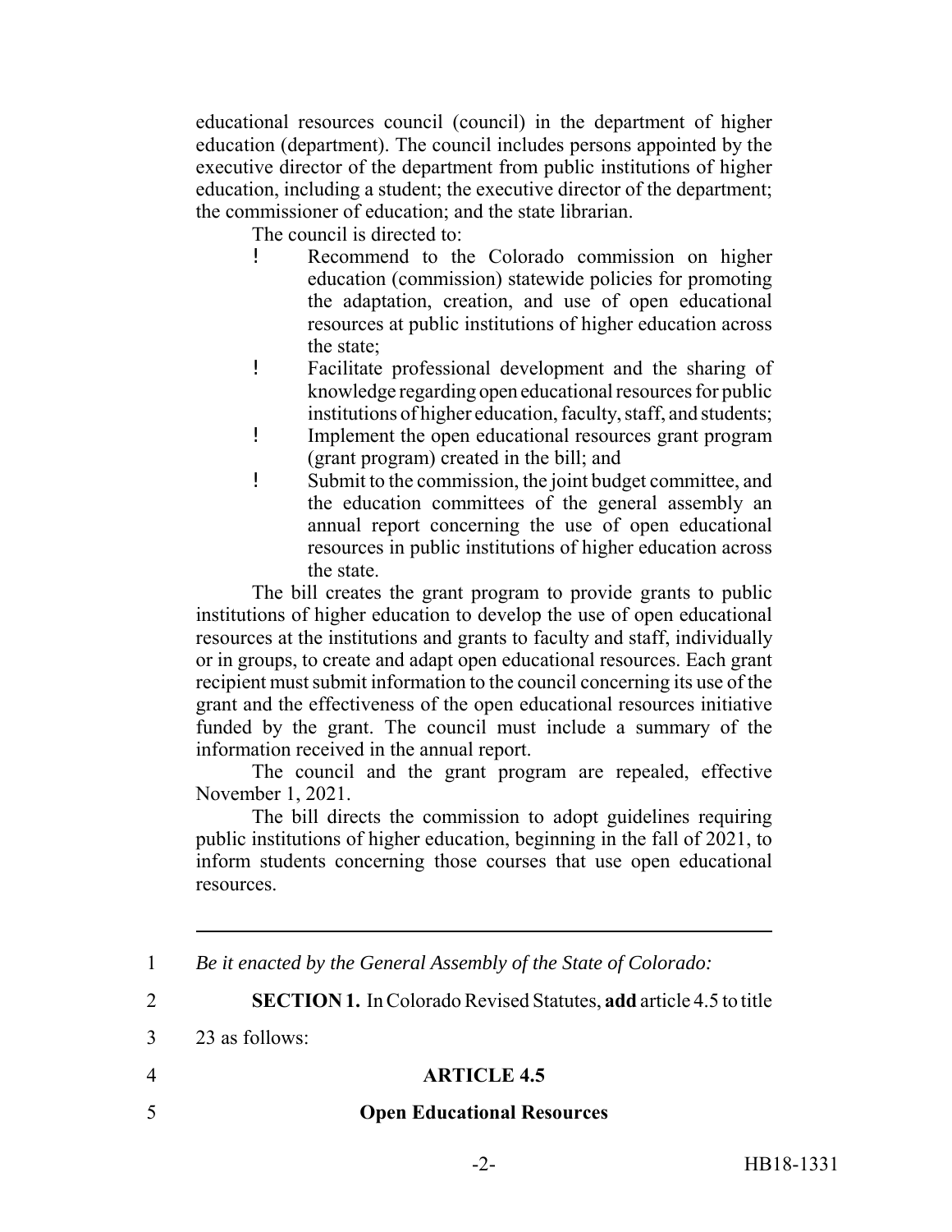educational resources council (council) in the department of higher education (department). The council includes persons appointed by the executive director of the department from public institutions of higher education, including a student; the executive director of the department; the commissioner of education; and the state librarian.

The council is directed to:

- Recommend to the Colorado commission on higher education (commission) statewide policies for promoting the adaptation, creation, and use of open educational resources at public institutions of higher education across the state;
- Facilitate professional development and the sharing of knowledge regarding open educational resources for public institutions of higher education, faculty, staff, and students;
- Implement the open educational resources grant program (grant program) created in the bill; and
- Submit to the commission, the joint budget committee, and the education committees of the general assembly an annual report concerning the use of open educational resources in public institutions of higher education across the state.

The bill creates the grant program to provide grants to public institutions of higher education to develop the use of open educational resources at the institutions and grants to faculty and staff, individually or in groups, to create and adapt open educational resources. Each grant recipient must submit information to the council concerning its use of the grant and the effectiveness of the open educational resources initiative funded by the grant. The council must include a summary of the information received in the annual report.

The council and the grant program are repealed, effective November 1, 2021.

The bill directs the commission to adopt guidelines requiring public institutions of higher education, beginning in the fall of 2021, to inform students concerning those courses that use open educational resources.

---

1 *Be it enacted by the General Assembly of the State of Colorado:*

2 **SECTION 1.** In Colorado Revised Statutes, **add** article 4.5 to title

3 23 as follows:

4 **ARTICLE 4.5**

5 **Open Educational Resources**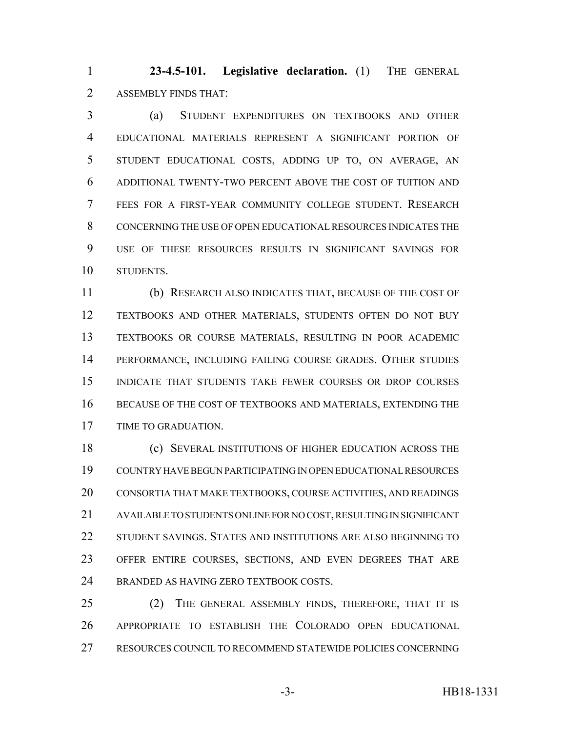**23-4.5-101. Legislative declaration.** (1) THE GENERAL ASSEMBLY FINDS THAT:

(a) STUDENT EXPENDITURES ON TEXTBOOKS AND OTHER EDUCATIONAL MATERIALS REPRESENT A SIGNIFICANT PORTION OF STUDENT EDUCATIONAL COSTS, ADDING UP TO, ON AVERAGE, AN ADDITIONAL TWENTY-TWO PERCENT ABOVE THE COST OF TUITION AND FEES FOR A FIRST-YEAR COMMUNITY COLLEGE STUDENT. RESEARCH CONCERNING THE USE OF OPEN EDUCATIONAL RESOURCES INDICATES THE USE OF THESE RESOURCES RESULTS IN SIGNIFICANT SAVINGS FOR STUDENTS.

(b) RESEARCH ALSO INDICATES THAT, BECAUSE OF THE COST OF TEXTBOOKS AND OTHER MATERIALS, STUDENTS OFTEN DO NOT BUY TEXTBOOKS OR COURSE MATERIALS, RESULTING IN POOR ACADEMIC PERFORMANCE, INCLUDING FAILING COURSE GRADES. OTHER STUDIES INDICATE THAT STUDENTS TAKE FEWER COURSES OR DROP COURSES BECAUSE OF THE COST OF TEXTBOOKS AND MATERIALS, EXTENDING THE TIME TO GRADUATION.

(c) SEVERAL INSTITUTIONS OF HIGHER EDUCATION ACROSS THE COUNTRY HAVE BEGUN PARTICIPATING IN OPEN EDUCATIONAL RESOURCES CONSORTIA THAT MAKE TEXTBOOKS, COURSE ACTIVITIES, AND READINGS AVAILABLE TO STUDENTS ONLINE FOR NO COST, RESULTING IN SIGNIFICANT STUDENT SAVINGS. STATES AND INSTITUTIONS ARE ALSO BEGINNING TO OFFER ENTIRE COURSES, SECTIONS, AND EVEN DEGREES THAT ARE BRANDED AS HAVING ZERO TEXTBOOK COSTS.

(2) THE GENERAL ASSEMBLY FINDS, THEREFORE, THAT IT IS APPROPRIATE TO ESTABLISH THE COLORADO OPEN EDUCATIONAL RESOURCES COUNCIL TO RECOMMEND STATEWIDE POLICIES CONCERNING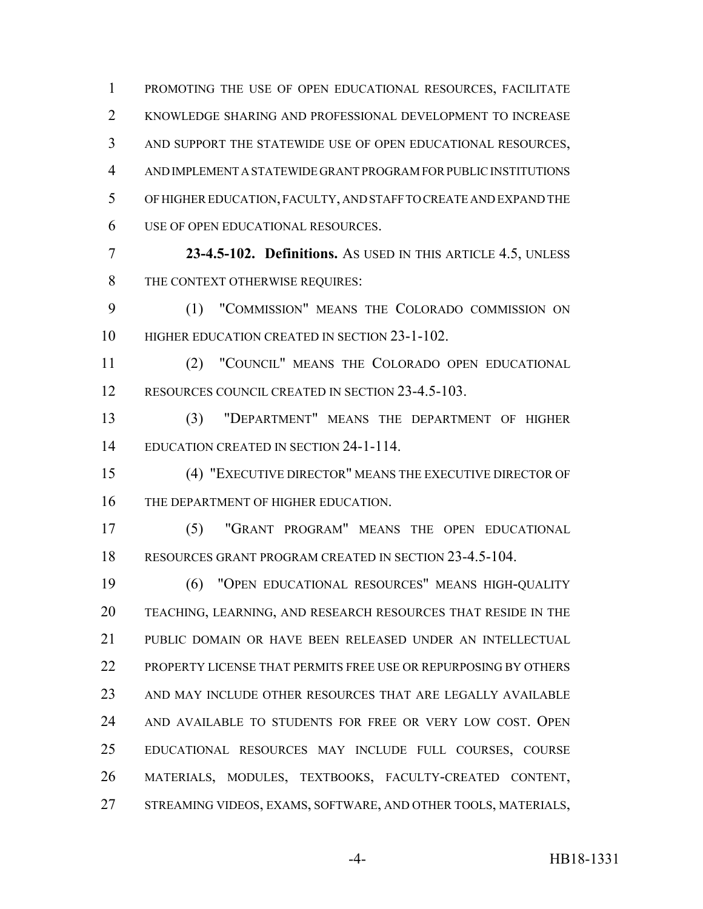PROMOTING THE USE OF OPEN EDUCATIONAL RESOURCES, FACILITATE KNOWLEDGE SHARING AND PROFESSIONAL DEVELOPMENT TO INCREASE AND SUPPORT THE STATEWIDE USE OF OPEN EDUCATIONAL RESOURCES, AND IMPLEMENT A STATEWIDE GRANT PROGRAM FOR PUBLIC INSTITUTIONS OF HIGHER EDUCATION, FACULTY, AND STAFF TO CREATE AND EXPAND THE USE OF OPEN EDUCATIONAL RESOURCES.

**23-4.5-102. Definitions.** AS USED IN THIS ARTICLE 4.5, UNLESS THE CONTEXT OTHERWISE REQUIRES:

(1) "COMMISSION" MEANS THE COLORADO COMMISSION ON HIGHER EDUCATION CREATED IN SECTION 23-1-102.

(2) "COUNCIL" MEANS THE COLORADO OPEN EDUCATIONAL RESOURCES COUNCIL CREATED IN SECTION 23-4.5-103.

(3) "DEPARTMENT" MEANS THE DEPARTMENT OF HIGHER EDUCATION CREATED IN SECTION 24-1-114.

(4) "EXECUTIVE DIRECTOR" MEANS THE EXECUTIVE DIRECTOR OF THE DEPARTMENT OF HIGHER EDUCATION.

(5) "GRANT PROGRAM" MEANS THE OPEN EDUCATIONAL RESOURCES GRANT PROGRAM CREATED IN SECTION 23-4.5-104.

(6) "OPEN EDUCATIONAL RESOURCES" MEANS HIGH-QUALITY TEACHING, LEARNING, AND RESEARCH RESOURCES THAT RESIDE IN THE PUBLIC DOMAIN OR HAVE BEEN RELEASED UNDER AN INTELLECTUAL PROPERTY LICENSE THAT PERMITS FREE USE OR REPURPOSING BY OTHERS AND MAY INCLUDE OTHER RESOURCES THAT ARE LEGALLY AVAILABLE AND AVAILABLE TO STUDENTS FOR FREE OR VERY LOW COST. OPEN EDUCATIONAL RESOURCES MAY INCLUDE FULL COURSES, COURSE MATERIALS, MODULES, TEXTBOOKS, FACULTY-CREATED CONTENT, STREAMING VIDEOS, EXAMS, SOFTWARE, AND OTHER TOOLS, MATERIALS,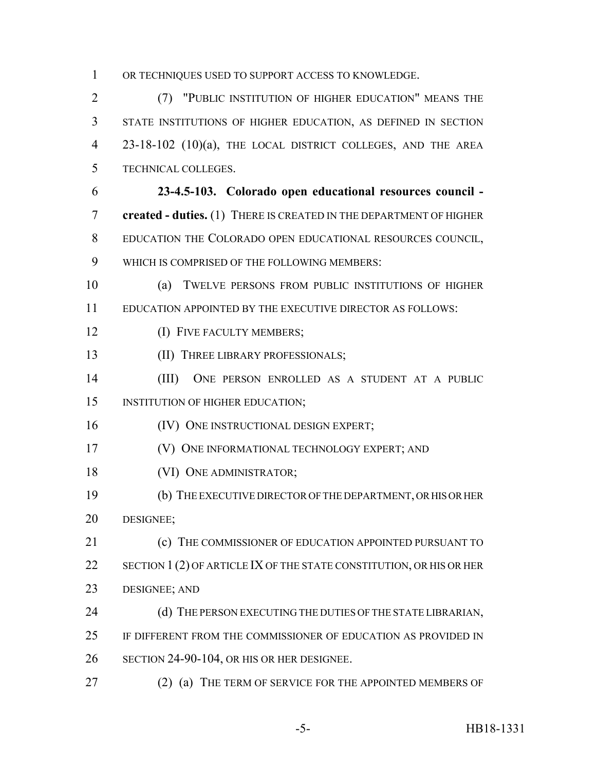OR TECHNIQUES USED TO SUPPORT ACCESS TO KNOWLEDGE.

(7) "PUBLIC INSTITUTION OF HIGHER EDUCATION" MEANS THE STATE INSTITUTIONS OF HIGHER EDUCATION, AS DEFINED IN SECTION 23-18-102 (10)(a), THE LOCAL DISTRICT COLLEGES, AND THE AREA TECHNICAL COLLEGES.

**23-4.5-103. Colorado open educational resources council - created - duties.** (1) THERE IS CREATED IN THE DEPARTMENT OF HIGHER EDUCATION THE COLORADO OPEN EDUCATIONAL RESOURCES COUNCIL, WHICH IS COMPRISED OF THE FOLLOWING MEMBERS:

(a) TWELVE PERSONS FROM PUBLIC INSTITUTIONS OF HIGHER EDUCATION APPOINTED BY THE EXECUTIVE DIRECTOR AS FOLLOWS:

(I) FIVE FACULTY MEMBERS;

(II) THREE LIBRARY PROFESSIONALS;

(III) ONE PERSON ENROLLED AS A STUDENT AT A PUBLIC INSTITUTION OF HIGHER EDUCATION;

(IV) ONE INSTRUCTIONAL DESIGN EXPERT;

(V) ONE INFORMATIONAL TECHNOLOGY EXPERT; AND

(VI) ONE ADMINISTRATOR;

(b) THE EXECUTIVE DIRECTOR OF THE DEPARTMENT, OR HIS OR HER DESIGNEE;

(c) THE COMMISSIONER OF EDUCATION APPOINTED PURSUANT TO SECTION 1 (2) OF ARTICLE IX OF THE STATE CONSTITUTION, OR HIS OR HER DESIGNEE; AND

(d) THE PERSON EXECUTING THE DUTIES OF THE STATE LIBRARIAN, IF DIFFERENT FROM THE COMMISSIONER OF EDUCATION AS PROVIDED IN SECTION 24-90-104, OR HIS OR HER DESIGNEE.

(2) (a) THE TERM OF SERVICE FOR THE APPOINTED MEMBERS OF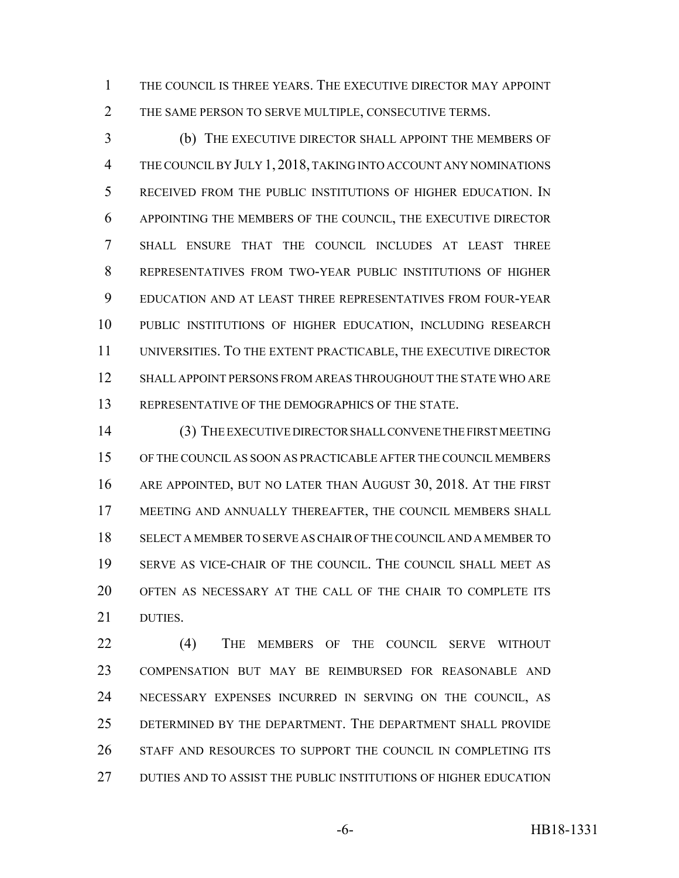THE COUNCIL IS THREE YEARS. THE EXECUTIVE DIRECTOR MAY APPOINT THE SAME PERSON TO SERVE MULTIPLE, CONSECUTIVE TERMS.

(b) THE EXECUTIVE DIRECTOR SHALL APPOINT THE MEMBERS OF THE COUNCIL BY JULY 1, 2018, TAKING INTO ACCOUNT ANY NOMINATIONS RECEIVED FROM THE PUBLIC INSTITUTIONS OF HIGHER EDUCATION. IN APPOINTING THE MEMBERS OF THE COUNCIL, THE EXECUTIVE DIRECTOR SHALL ENSURE THAT THE COUNCIL INCLUDES AT LEAST THREE REPRESENTATIVES FROM TWO-YEAR PUBLIC INSTITUTIONS OF HIGHER EDUCATION AND AT LEAST THREE REPRESENTATIVES FROM FOUR-YEAR PUBLIC INSTITUTIONS OF HIGHER EDUCATION, INCLUDING RESEARCH UNIVERSITIES. TO THE EXTENT PRACTICABLE, THE EXECUTIVE DIRECTOR SHALL APPOINT PERSONS FROM AREAS THROUGHOUT THE STATE WHO ARE REPRESENTATIVE OF THE DEMOGRAPHICS OF THE STATE.

(3) THE EXECUTIVE DIRECTOR SHALL CONVENE THE FIRST MEETING OF THE COUNCIL AS SOON AS PRACTICABLE AFTER THE COUNCIL MEMBERS ARE APPOINTED, BUT NO LATER THAN AUGUST 30, 2018. AT THE FIRST MEETING AND ANNUALLY THEREAFTER, THE COUNCIL MEMBERS SHALL SELECT A MEMBER TO SERVE AS CHAIR OF THE COUNCIL AND A MEMBER TO SERVE AS VICE-CHAIR OF THE COUNCIL. THE COUNCIL SHALL MEET AS OFTEN AS NECESSARY AT THE CALL OF THE CHAIR TO COMPLETE ITS DUTIES.

(4) THE MEMBERS OF THE COUNCIL SERVE WITHOUT COMPENSATION BUT MAY BE REIMBURSED FOR REASONABLE AND NECESSARY EXPENSES INCURRED IN SERVING ON THE COUNCIL, AS DETERMINED BY THE DEPARTMENT. THE DEPARTMENT SHALL PROVIDE STAFF AND RESOURCES TO SUPPORT THE COUNCIL IN COMPLETING ITS DUTIES AND TO ASSIST THE PUBLIC INSTITUTIONS OF HIGHER EDUCATION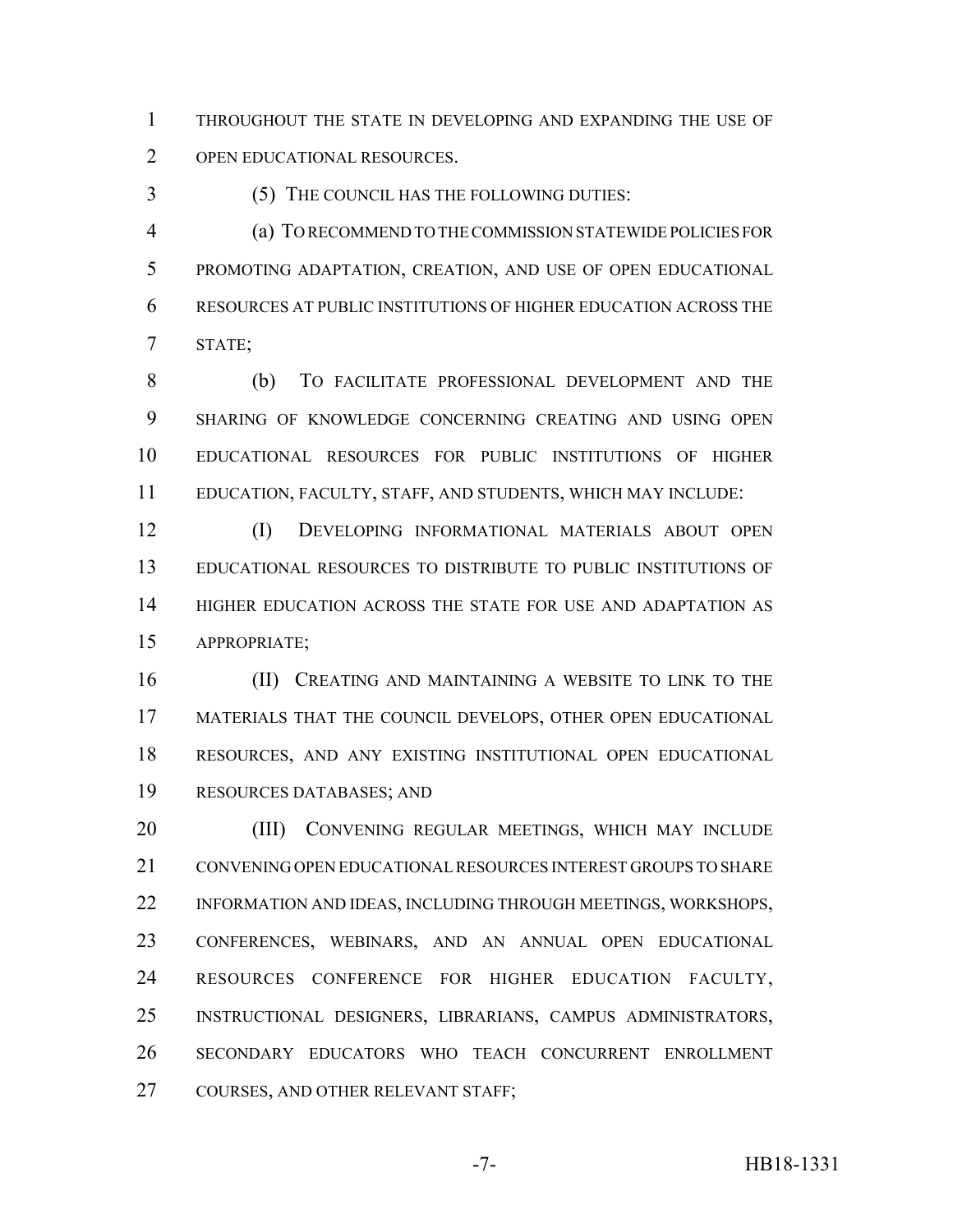THROUGHOUT THE STATE IN DEVELOPING AND EXPANDING THE USE OF OPEN EDUCATIONAL RESOURCES.

(5) THE COUNCIL HAS THE FOLLOWING DUTIES:

(a) TO RECOMMEND TO THE COMMISSION STATEWIDE POLICIES FOR PROMOTING ADAPTATION, CREATION, AND USE OF OPEN EDUCATIONAL RESOURCES AT PUBLIC INSTITUTIONS OF HIGHER EDUCATION ACROSS THE STATE;

(b) TO FACILITATE PROFESSIONAL DEVELOPMENT AND THE SHARING OF KNOWLEDGE CONCERNING CREATING AND USING OPEN EDUCATIONAL RESOURCES FOR PUBLIC INSTITUTIONS OF HIGHER EDUCATION, FACULTY, STAFF, AND STUDENTS, WHICH MAY INCLUDE:

(I) DEVELOPING INFORMATIONAL MATERIALS ABOUT OPEN EDUCATIONAL RESOURCES TO DISTRIBUTE TO PUBLIC INSTITUTIONS OF HIGHER EDUCATION ACROSS THE STATE FOR USE AND ADAPTATION AS APPROPRIATE;

(II) CREATING AND MAINTAINING A WEBSITE TO LINK TO THE MATERIALS THAT THE COUNCIL DEVELOPS, OTHER OPEN EDUCATIONAL RESOURCES, AND ANY EXISTING INSTITUTIONAL OPEN EDUCATIONAL RESOURCES DATABASES; AND

(III) CONVENING REGULAR MEETINGS, WHICH MAY INCLUDE CONVENING OPEN EDUCATIONAL RESOURCES INTEREST GROUPS TO SHARE INFORMATION AND IDEAS, INCLUDING THROUGH MEETINGS, WORKSHOPS, CONFERENCES, WEBINARS, AND AN ANNUAL OPEN EDUCATIONAL RESOURCES CONFERENCE FOR HIGHER EDUCATION FACULTY, INSTRUCTIONAL DESIGNERS, LIBRARIANS, CAMPUS ADMINISTRATORS, SECONDARY EDUCATORS WHO TEACH CONCURRENT ENROLLMENT COURSES, AND OTHER RELEVANT STAFF;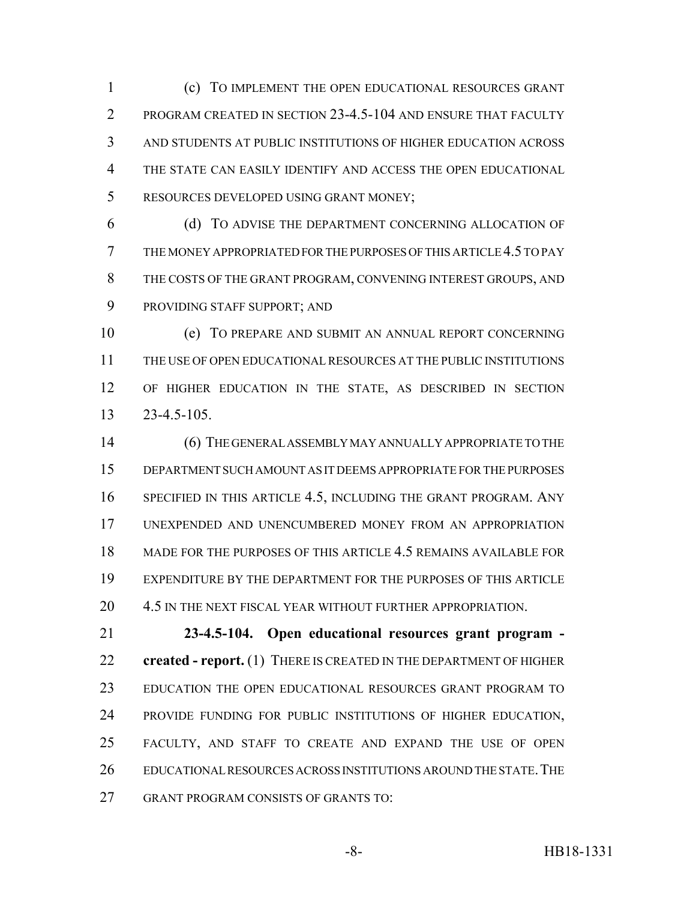(c) TO IMPLEMENT THE OPEN EDUCATIONAL RESOURCES GRANT PROGRAM CREATED IN SECTION 23-4.5-104 AND ENSURE THAT FACULTY AND STUDENTS AT PUBLIC INSTITUTIONS OF HIGHER EDUCATION ACROSS THE STATE CAN EASILY IDENTIFY AND ACCESS THE OPEN EDUCATIONAL RESOURCES DEVELOPED USING GRANT MONEY;

(d) TO ADVISE THE DEPARTMENT CONCERNING ALLOCATION OF THE MONEY APPROPRIATED FOR THE PURPOSES OF THIS ARTICLE 4.5 TO PAY THE COSTS OF THE GRANT PROGRAM, CONVENING INTEREST GROUPS, AND PROVIDING STAFF SUPPORT; AND

(e) TO PREPARE AND SUBMIT AN ANNUAL REPORT CONCERNING THE USE OF OPEN EDUCATIONAL RESOURCES AT THE PUBLIC INSTITUTIONS OF HIGHER EDUCATION IN THE STATE, AS DESCRIBED IN SECTION 23-4.5-105.

(6) THE GENERAL ASSEMBLY MAY ANNUALLY APPROPRIATE TO THE DEPARTMENT SUCH AMOUNT AS IT DEEMS APPROPRIATE FOR THE PURPOSES SPECIFIED IN THIS ARTICLE 4.5, INCLUDING THE GRANT PROGRAM. ANY UNEXPENDED AND UNENCUMBERED MONEY FROM AN APPROPRIATION MADE FOR THE PURPOSES OF THIS ARTICLE 4.5 REMAINS AVAILABLE FOR EXPENDITURE BY THE DEPARTMENT FOR THE PURPOSES OF THIS ARTICLE 4.5 IN THE NEXT FISCAL YEAR WITHOUT FURTHER APPROPRIATION.

**23-4.5-104. Open educational resources grant program - created - report.** (1) THERE IS CREATED IN THE DEPARTMENT OF HIGHER EDUCATION THE OPEN EDUCATIONAL RESOURCES GRANT PROGRAM TO PROVIDE FUNDING FOR PUBLIC INSTITUTIONS OF HIGHER EDUCATION, FACULTY, AND STAFF TO CREATE AND EXPAND THE USE OF OPEN EDUCATIONAL RESOURCES ACROSS INSTITUTIONS AROUND THE STATE. THE GRANT PROGRAM CONSISTS OF GRANTS TO: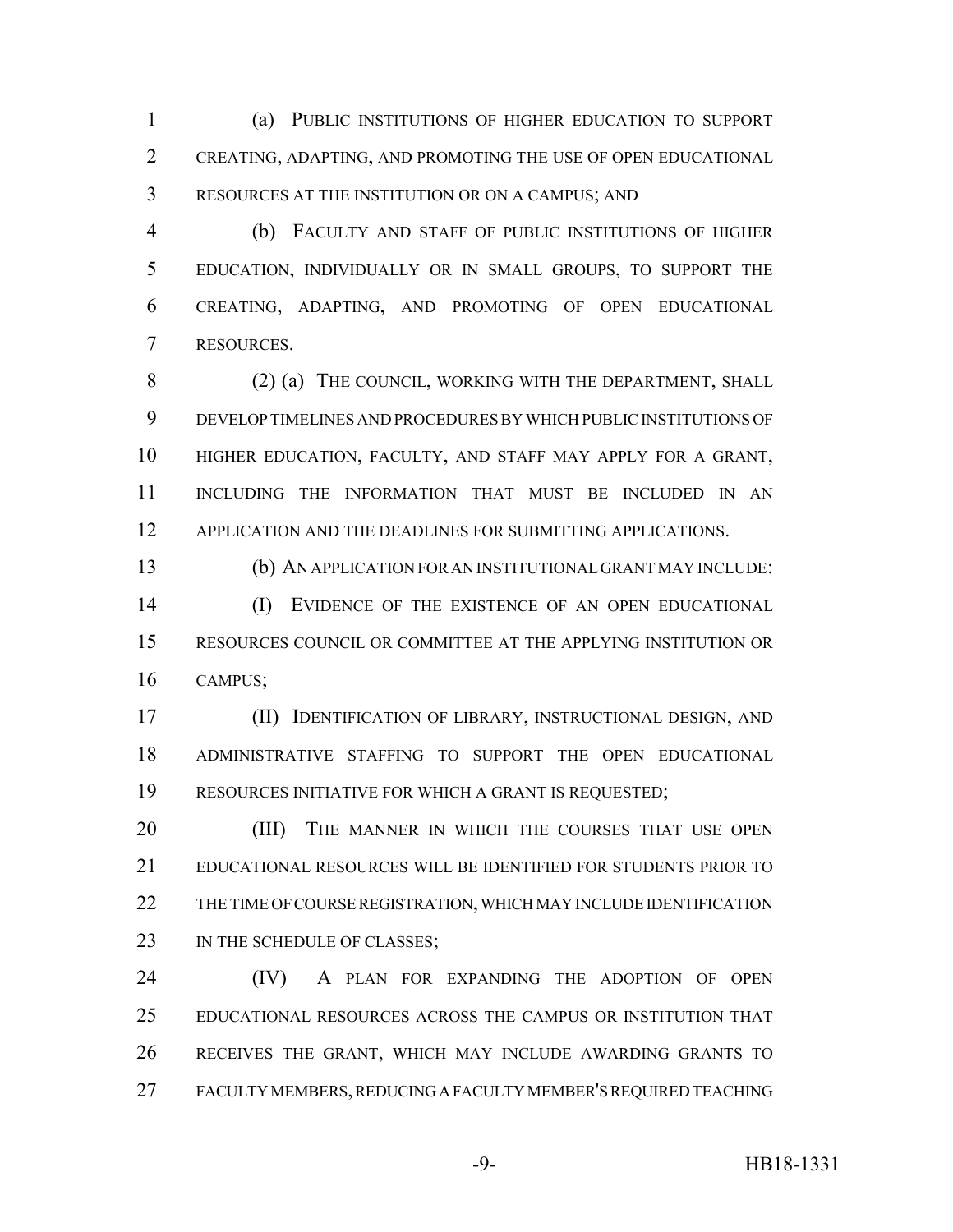(a) PUBLIC INSTITUTIONS OF HIGHER EDUCATION TO SUPPORT CREATING, ADAPTING, AND PROMOTING THE USE OF OPEN EDUCATIONAL RESOURCES AT THE INSTITUTION OR ON A CAMPUS; AND

(b) FACULTY AND STAFF OF PUBLIC INSTITUTIONS OF HIGHER EDUCATION, INDIVIDUALLY OR IN SMALL GROUPS, TO SUPPORT THE CREATING, ADAPTING, AND PROMOTING OF OPEN EDUCATIONAL RESOURCES.

(2) (a) THE COUNCIL, WORKING WITH THE DEPARTMENT, SHALL DEVELOP TIMELINES AND PROCEDURES BY WHICH PUBLIC INSTITUTIONS OF HIGHER EDUCATION, FACULTY, AND STAFF MAY APPLY FOR A GRANT, INCLUDING THE INFORMATION THAT MUST BE INCLUDED IN AN APPLICATION AND THE DEADLINES FOR SUBMITTING APPLICATIONS.

(b) AN APPLICATION FOR AN INSTITUTIONAL GRANT MAY INCLUDE:

(I) EVIDENCE OF THE EXISTENCE OF AN OPEN EDUCATIONAL RESOURCES COUNCIL OR COMMITTEE AT THE APPLYING INSTITUTION OR CAMPUS;

(II) IDENTIFICATION OF LIBRARY, INSTRUCTIONAL DESIGN, AND ADMINISTRATIVE STAFFING TO SUPPORT THE OPEN EDUCATIONAL RESOURCES INITIATIVE FOR WHICH A GRANT IS REQUESTED;

(III) THE MANNER IN WHICH THE COURSES THAT USE OPEN EDUCATIONAL RESOURCES WILL BE IDENTIFIED FOR STUDENTS PRIOR TO THE TIME OF COURSE REGISTRATION, WHICH MAY INCLUDE IDENTIFICATION IN THE SCHEDULE OF CLASSES;

(IV) A PLAN FOR EXPANDING THE ADOPTION OF OPEN EDUCATIONAL RESOURCES ACROSS THE CAMPUS OR INSTITUTION THAT RECEIVES THE GRANT, WHICH MAY INCLUDE AWARDING GRANTS TO FACULTY MEMBERS, REDUCING A FACULTY MEMBER'S REQUIRED TEACHING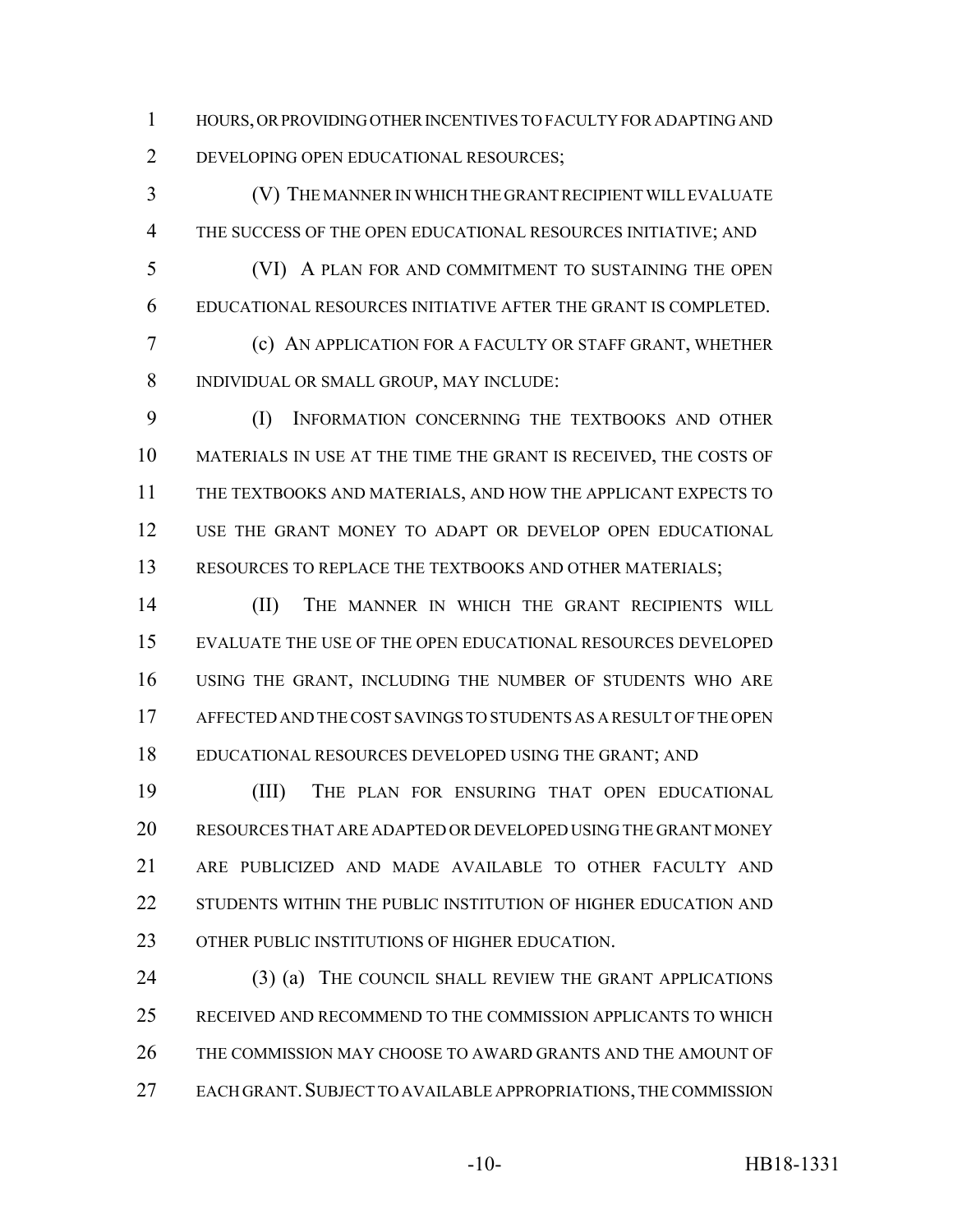HOURS, OR PROVIDING OTHER INCENTIVES TO FACULTY FOR ADAPTING AND DEVELOPING OPEN EDUCATIONAL RESOURCES;

(V) THE MANNER IN WHICH THE GRANT RECIPIENT WILL EVALUATE THE SUCCESS OF THE OPEN EDUCATIONAL RESOURCES INITIATIVE; AND

(VI) A PLAN FOR AND COMMITMENT TO SUSTAINING THE OPEN EDUCATIONAL RESOURCES INITIATIVE AFTER THE GRANT IS COMPLETED.

(c) AN APPLICATION FOR A FACULTY OR STAFF GRANT, WHETHER INDIVIDUAL OR SMALL GROUP, MAY INCLUDE:

(I) INFORMATION CONCERNING THE TEXTBOOKS AND OTHER MATERIALS IN USE AT THE TIME THE GRANT IS RECEIVED, THE COSTS OF THE TEXTBOOKS AND MATERIALS, AND HOW THE APPLICANT EXPECTS TO USE THE GRANT MONEY TO ADAPT OR DEVELOP OPEN EDUCATIONAL RESOURCES TO REPLACE THE TEXTBOOKS AND OTHER MATERIALS;

(II) THE MANNER IN WHICH THE GRANT RECIPIENTS WILL EVALUATE THE USE OF THE OPEN EDUCATIONAL RESOURCES DEVELOPED USING THE GRANT, INCLUDING THE NUMBER OF STUDENTS WHO ARE AFFECTED AND THE COST SAVINGS TO STUDENTS AS A RESULT OF THE OPEN EDUCATIONAL RESOURCES DEVELOPED USING THE GRANT; AND

(III) THE PLAN FOR ENSURING THAT OPEN EDUCATIONAL RESOURCES THAT ARE ADAPTED OR DEVELOPED USING THE GRANT MONEY ARE PUBLICIZED AND MADE AVAILABLE TO OTHER FACULTY AND STUDENTS WITHIN THE PUBLIC INSTITUTION OF HIGHER EDUCATION AND OTHER PUBLIC INSTITUTIONS OF HIGHER EDUCATION.

(3) (a) THE COUNCIL SHALL REVIEW THE GRANT APPLICATIONS RECEIVED AND RECOMMEND TO THE COMMISSION APPLICANTS TO WHICH THE COMMISSION MAY CHOOSE TO AWARD GRANTS AND THE AMOUNT OF EACH GRANT. SUBJECT TO AVAILABLE APPROPRIATIONS, THE COMMISSION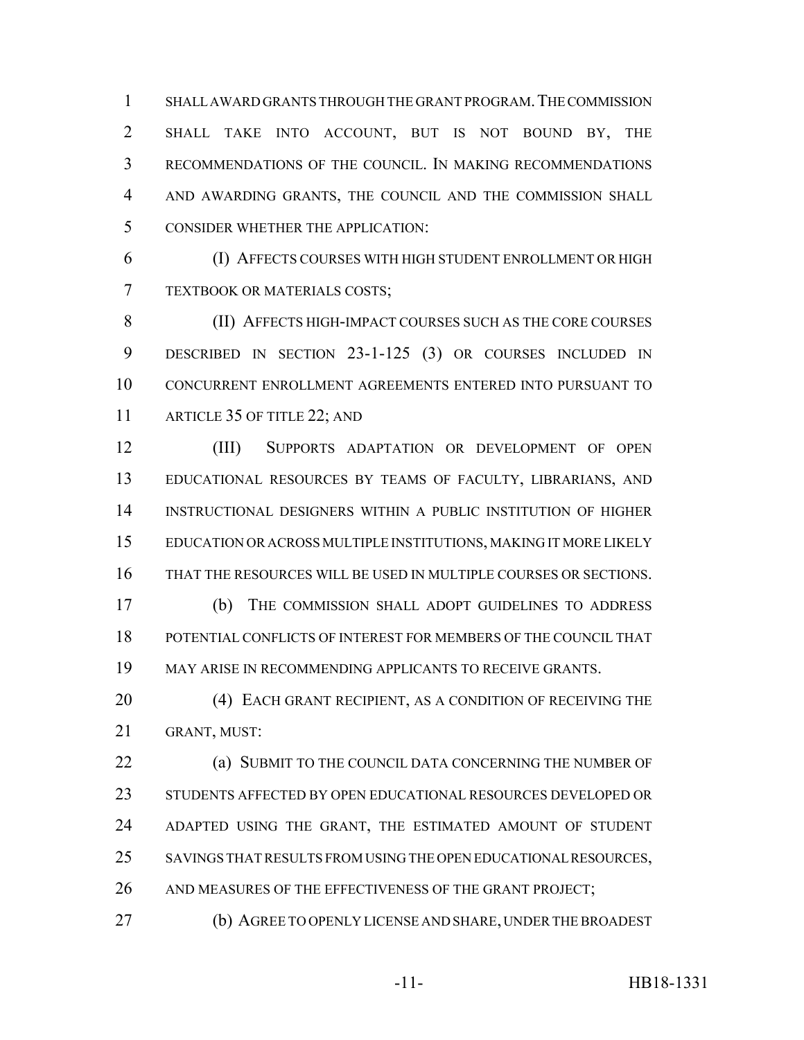SHALL AWARD GRANTS THROUGH THE GRANT PROGRAM. THE COMMISSION SHALL TAKE INTO ACCOUNT, BUT IS NOT BOUND BY, THE RECOMMENDATIONS OF THE COUNCIL. IN MAKING RECOMMENDATIONS AND AWARDING GRANTS, THE COUNCIL AND THE COMMISSION SHALL CONSIDER WHETHER THE APPLICATION:

(I) AFFECTS COURSES WITH HIGH STUDENT ENROLLMENT OR HIGH TEXTBOOK OR MATERIALS COSTS;

(II) AFFECTS HIGH-IMPACT COURSES SUCH AS THE CORE COURSES DESCRIBED IN SECTION 23-1-125 (3) OR COURSES INCLUDED IN CONCURRENT ENROLLMENT AGREEMENTS ENTERED INTO PURSUANT TO ARTICLE 35 OF TITLE 22; AND

(III) SUPPORTS ADAPTATION OR DEVELOPMENT OF OPEN EDUCATIONAL RESOURCES BY TEAMS OF FACULTY, LIBRARIANS, AND INSTRUCTIONAL DESIGNERS WITHIN A PUBLIC INSTITUTION OF HIGHER EDUCATION OR ACROSS MULTIPLE INSTITUTIONS, MAKING IT MORE LIKELY THAT THE RESOURCES WILL BE USED IN MULTIPLE COURSES OR SECTIONS.

(b) THE COMMISSION SHALL ADOPT GUIDELINES TO ADDRESS POTENTIAL CONFLICTS OF INTEREST FOR MEMBERS OF THE COUNCIL THAT MAY ARISE IN RECOMMENDING APPLICANTS TO RECEIVE GRANTS.

(4) EACH GRANT RECIPIENT, AS A CONDITION OF RECEIVING THE GRANT, MUST:

(a) SUBMIT TO THE COUNCIL DATA CONCERNING THE NUMBER OF STUDENTS AFFECTED BY OPEN EDUCATIONAL RESOURCES DEVELOPED OR ADAPTED USING THE GRANT, THE ESTIMATED AMOUNT OF STUDENT SAVINGS THAT RESULTS FROM USING THE OPEN EDUCATIONAL RESOURCES, AND MEASURES OF THE EFFECTIVENESS OF THE GRANT PROJECT;

(b) AGREE TO OPENLY LICENSE AND SHARE, UNDER THE BROADEST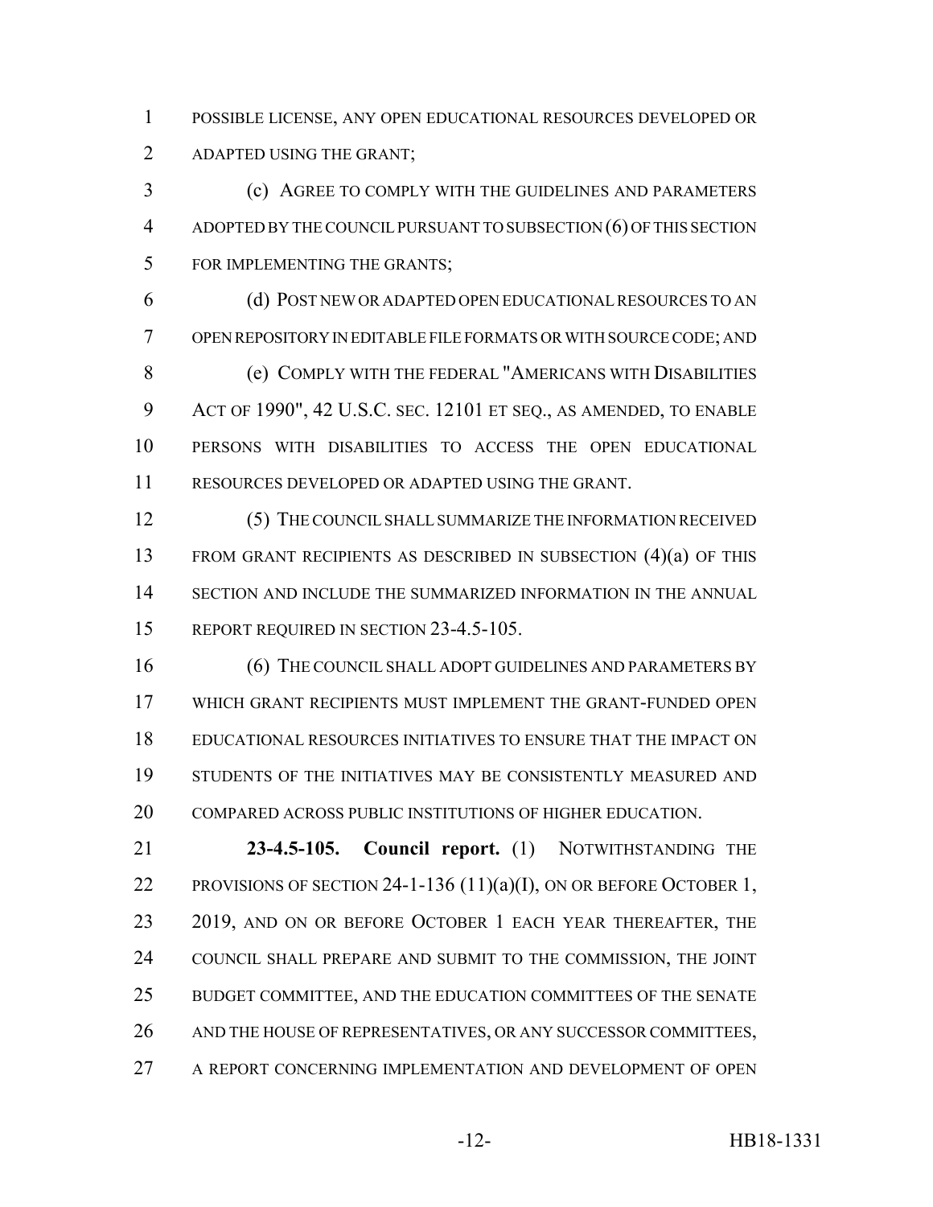POSSIBLE LICENSE, ANY OPEN EDUCATIONAL RESOURCES DEVELOPED OR ADAPTED USING THE GRANT;

(c) AGREE TO COMPLY WITH THE GUIDELINES AND PARAMETERS ADOPTED BY THE COUNCIL PURSUANT TO SUBSECTION (6) OF THIS SECTION FOR IMPLEMENTING THE GRANTS;

(d) POST NEW OR ADAPTED OPEN EDUCATIONAL RESOURCES TO AN OPEN REPOSITORY IN EDITABLE FILE FORMATS OR WITH SOURCE CODE; AND

(e) COMPLY WITH THE FEDERAL "AMERICANS WITH DISABILITIES ACT OF 1990", 42 U.S.C. SEC. 12101 ET SEQ., AS AMENDED, TO ENABLE PERSONS WITH DISABILITIES TO ACCESS THE OPEN EDUCATIONAL RESOURCES DEVELOPED OR ADAPTED USING THE GRANT.

(5) THE COUNCIL SHALL SUMMARIZE THE INFORMATION RECEIVED FROM GRANT RECIPIENTS AS DESCRIBED IN SUBSECTION (4)(a) OF THIS SECTION AND INCLUDE THE SUMMARIZED INFORMATION IN THE ANNUAL REPORT REQUIRED IN SECTION 23-4.5-105.

(6) THE COUNCIL SHALL ADOPT GUIDELINES AND PARAMETERS BY WHICH GRANT RECIPIENTS MUST IMPLEMENT THE GRANT-FUNDED OPEN EDUCATIONAL RESOURCES INITIATIVES TO ENSURE THAT THE IMPACT ON STUDENTS OF THE INITIATIVES MAY BE CONSISTENTLY MEASURED AND COMPARED ACROSS PUBLIC INSTITUTIONS OF HIGHER EDUCATION.

**23-4.5-105. Council report.** (1) NOTWITHSTANDING THE PROVISIONS OF SECTION 24-1-136 (11)(a)(I), ON OR BEFORE OCTOBER 1, 2019, AND ON OR BEFORE OCTOBER 1 EACH YEAR THEREAFTER, THE COUNCIL SHALL PREPARE AND SUBMIT TO THE COMMISSION, THE JOINT BUDGET COMMITTEE, AND THE EDUCATION COMMITTEES OF THE SENATE AND THE HOUSE OF REPRESENTATIVES, OR ANY SUCCESSOR COMMITTEES, A REPORT CONCERNING IMPLEMENTATION AND DEVELOPMENT OF OPEN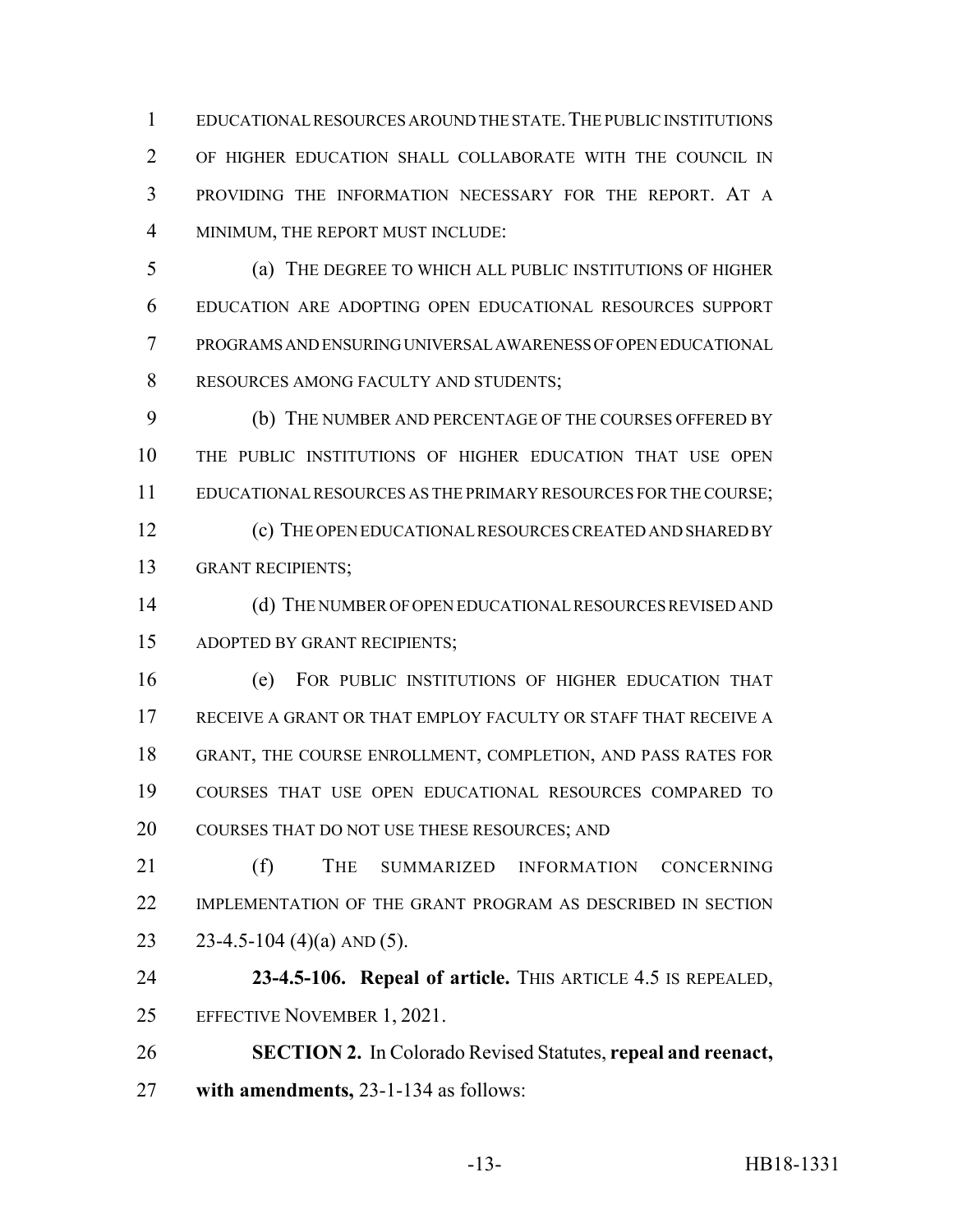EDUCATIONAL RESOURCES AROUND THE STATE. THE PUBLIC INSTITUTIONS OF HIGHER EDUCATION SHALL COLLABORATE WITH THE COUNCIL IN PROVIDING THE INFORMATION NECESSARY FOR THE REPORT. AT A MINIMUM, THE REPORT MUST INCLUDE:

(a) THE DEGREE TO WHICH ALL PUBLIC INSTITUTIONS OF HIGHER EDUCATION ARE ADOPTING OPEN EDUCATIONAL RESOURCES SUPPORT PROGRAMS AND ENSURING UNIVERSAL AWARENESS OF OPEN EDUCATIONAL RESOURCES AMONG FACULTY AND STUDENTS;

(b) THE NUMBER AND PERCENTAGE OF THE COURSES OFFERED BY THE PUBLIC INSTITUTIONS OF HIGHER EDUCATION THAT USE OPEN EDUCATIONAL RESOURCES AS THE PRIMARY RESOURCES FOR THE COURSE;

(c) THE OPEN EDUCATIONAL RESOURCES CREATED AND SHARED BY GRANT RECIPIENTS;

(d) THE NUMBER OF OPEN EDUCATIONAL RESOURCES REVISED AND ADOPTED BY GRANT RECIPIENTS;

(e) FOR PUBLIC INSTITUTIONS OF HIGHER EDUCATION THAT RECEIVE A GRANT OR THAT EMPLOY FACULTY OR STAFF THAT RECEIVE A GRANT, THE COURSE ENROLLMENT, COMPLETION, AND PASS RATES FOR COURSES THAT USE OPEN EDUCATIONAL RESOURCES COMPARED TO COURSES THAT DO NOT USE THESE RESOURCES; AND

(f) THE SUMMARIZED INFORMATION CONCERNING IMPLEMENTATION OF THE GRANT PROGRAM AS DESCRIBED IN SECTION 23-4.5-104 (4)(a) AND (5).

**23-4.5-106. Repeal of article.** THIS ARTICLE 4.5 IS REPEALED, EFFECTIVE NOVEMBER 1, 2021.

**SECTION 2.** In Colorado Revised Statutes, **repeal and reenact, with amendments,** 23-1-134 as follows: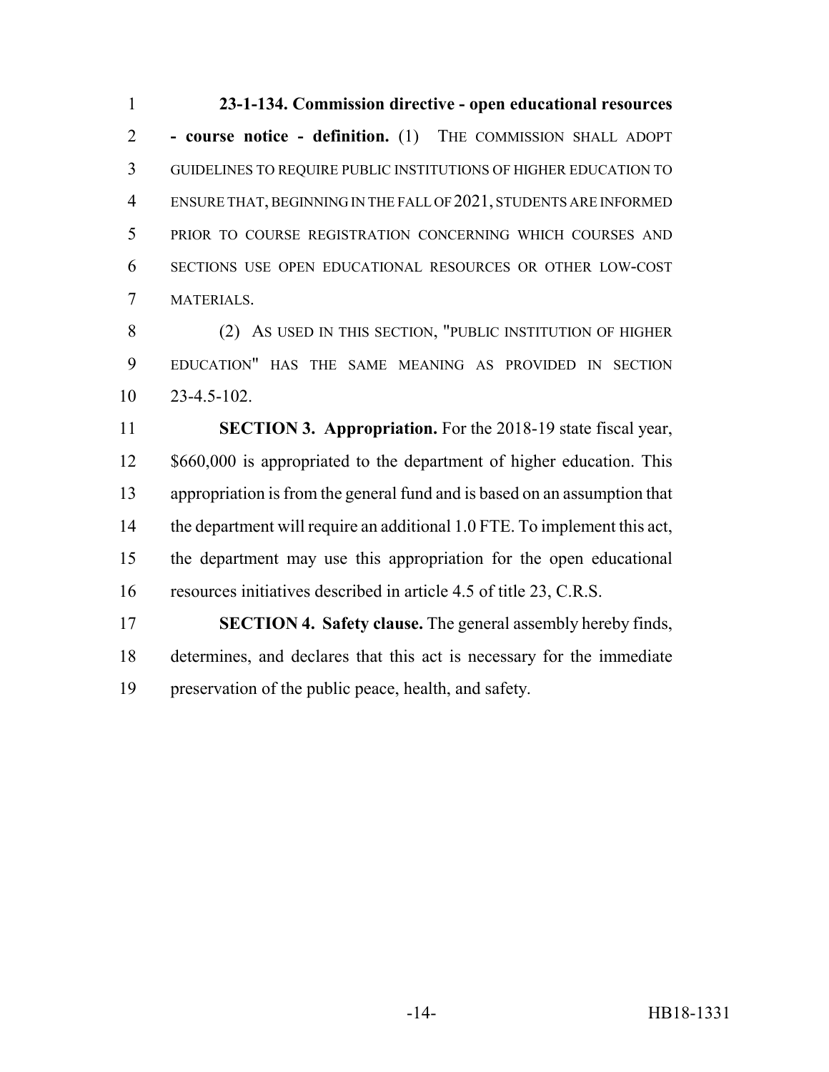**23-1-134. Commission directive - open educational resources - course notice - definition.** (1) THE COMMISSION SHALL ADOPT GUIDELINES TO REQUIRE PUBLIC INSTITUTIONS OF HIGHER EDUCATION TO ENSURE THAT, BEGINNING IN THE FALL OF 2021, STUDENTS ARE INFORMED PRIOR TO COURSE REGISTRATION CONCERNING WHICH COURSES AND SECTIONS USE OPEN EDUCATIONAL RESOURCES OR OTHER LOW-COST MATERIALS.

(2) AS USED IN THIS SECTION, "PUBLIC INSTITUTION OF HIGHER EDUCATION" HAS THE SAME MEANING AS PROVIDED IN SECTION 23-4.5-102.

**SECTION 3. Appropriation.** For the 2018-19 state fiscal year, $660,000 is appropriated to the department of higher education. This appropriation is from the general fund and is based on an assumption that the department will require an additional 1.0 FTE. To implement this act, the department may use this appropriation for the open educational resources initiatives described in article 4.5 of title 23, C.R.S.

**SECTION 4. Safety clause.** The general assembly hereby finds, determines, and declares that this act is necessary for the immediate preservation of the public peace, health, and safety.